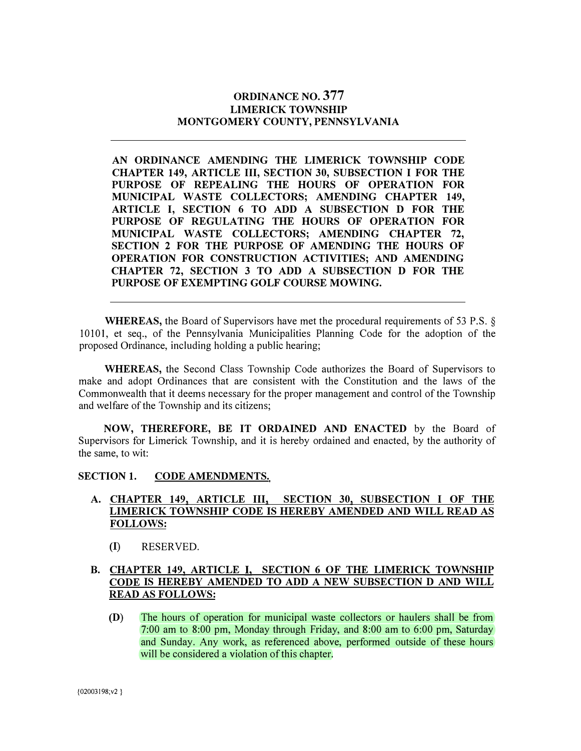# ORDINANCE NO. 377
## LIMERICK TOWNSHIP
## MONTGOMERY COUNTY, PENNSYLVANIA

---

**AN ORDINANCE AMENDING THE LIMERICK TOWNSHIP CODE CHAPTER 149, ARTICLE III, SECTION 30, SUBSECTION I FOR THE PURPOSE OF REPEALING THE HOURS OF OPERATION FOR MUNICIPAL WASTE COLLECTORS; AMENDING CHAPTER 149, ARTICLE I, SECTION 6 TO ADD A SUBSECTION D FOR THE PURPOSE OF REGULATING THE HOURS OF OPERATION FOR MUNICIPAL WASTE COLLECTORS; AMENDING CHAPTER 72, SECTION 2 FOR THE PURPOSE OF AMENDING THE HOURS OF OPERATION FOR CONSTRUCTION ACTIVITIES; AND AMENDING CHAPTER 72, SECTION 3 TO ADD A SUBSECTION D FOR THE PURPOSE OF EXEMPTING GOLF COURSE MOWING.**

---

**WHEREAS,** the Board of Supervisors have met the procedural requirements of 53 P.S. § 10101, et seq., of the Pennsylvania Municipalities Planning Code for the adoption of the proposed Ordinance, including holding a public hearing;

**WHEREAS,** the Second Class Township Code authorizes the Board of Supervisors to make and adopt Ordinances that are consistent with the Constitution and the laws of the Commonwealth that it deems necessary for the proper management and control of the Township and welfare of the Township and its citizens;

**NOW, THEREFORE, BE IT ORDAINED AND ENACTED** by the Board of Supervisors for Limerick Township, and it is hereby ordained and enacted, by the authority of the same, to wit:

**SECTION 1. CODE AMENDMENTS.**

**A. CHAPTER 149, ARTICLE III, SECTION 30, SUBSECTION I OF THE LIMERICK TOWNSHIP CODE IS HEREBY AMENDED AND WILL READ AS FOLLOWS:**

**(I)** RESERVED.

**B. CHAPTER 149, ARTICLE I, SECTION 6 OF THE LIMERICK TOWNSHIP CODE IS HEREBY AMENDED TO ADD A NEW SUBSECTION D AND WILL READ AS FOLLOWS:**

**(D)** The hours of operation for municipal waste collectors or haulers shall be from 7:00 am to 8:00 pm, Monday through Friday, and 8:00 am to 6:00 pm, Saturday and Sunday. Any work, as referenced above, performed outside of these hours will be considered a violation of this chapter.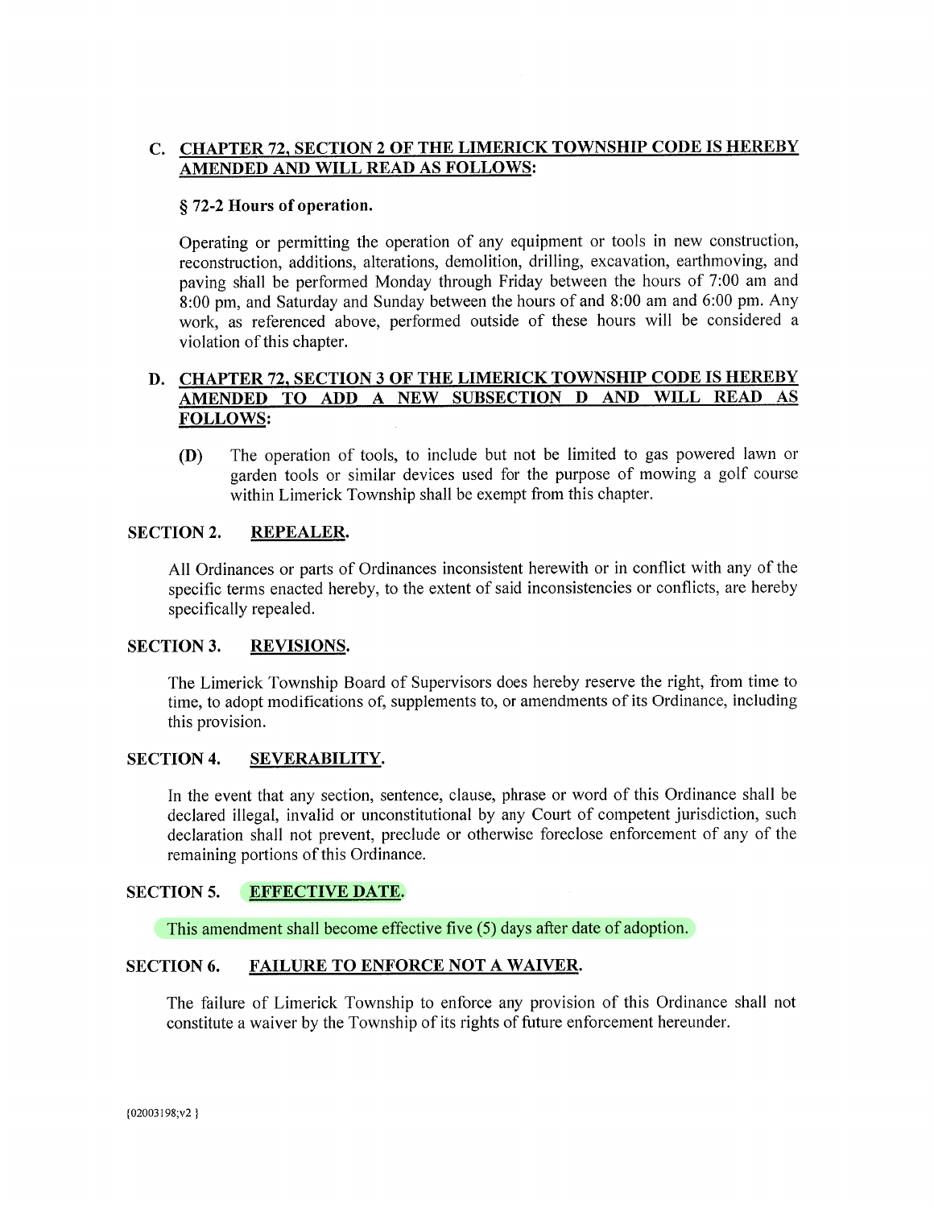**C. CHAPTER 72, SECTION 2 OF THE LIMERICK TOWNSHIP CODE IS HEREBY AMENDED AND WILL READ AS FOLLOWS:**

**§ 72-2 Hours of operation.**

Operating or permitting the operation of any equipment or tools in new construction, reconstruction, additions, alterations, demolition, drilling, excavation, earthmoving, and paving shall be performed Monday through Friday between the hours of 7:00 am and 8:00 pm, and Saturday and Sunday between the hours of and 8:00 am and 6:00 pm. Any work, as referenced above, performed outside of these hours will be considered a violation of this chapter.

**D. CHAPTER 72, SECTION 3 OF THE LIMERICK TOWNSHIP CODE IS HEREBY AMENDED TO ADD A NEW SUBSECTION D AND WILL READ AS FOLLOWS:**

**(D)** The operation of tools, to include but not be limited to gas powered lawn or garden tools or similar devices used for the purpose of mowing a golf course within Limerick Township shall be exempt from this chapter.

**SECTION 2. REPEALER.**

All Ordinances or parts of Ordinances inconsistent herewith or in conflict with any of the specific terms enacted hereby, to the extent of said inconsistencies or conflicts, are hereby specifically repealed.

**SECTION 3. REVISIONS.**

The Limerick Township Board of Supervisors does hereby reserve the right, from time to time, to adopt modifications of, supplements to, or amendments of its Ordinance, including this provision.

**SECTION 4. SEVERABILITY.**

In the event that any section, sentence, clause, phrase or word of this Ordinance shall be declared illegal, invalid or unconstitutional by any Court of competent jurisdiction, such declaration shall not prevent, preclude or otherwise foreclose enforcement of any of the remaining portions of this Ordinance.

**SECTION 5. EFFECTIVE DATE.**

This amendment shall become effective five (5) days after date of adoption.

**SECTION 6. FAILURE TO ENFORCE NOT A WAIVER.**

The failure of Limerick Township to enforce any provision of this Ordinance shall not constitute a waiver by the Township of its rights of future enforcement hereunder.

{02003198;v2 }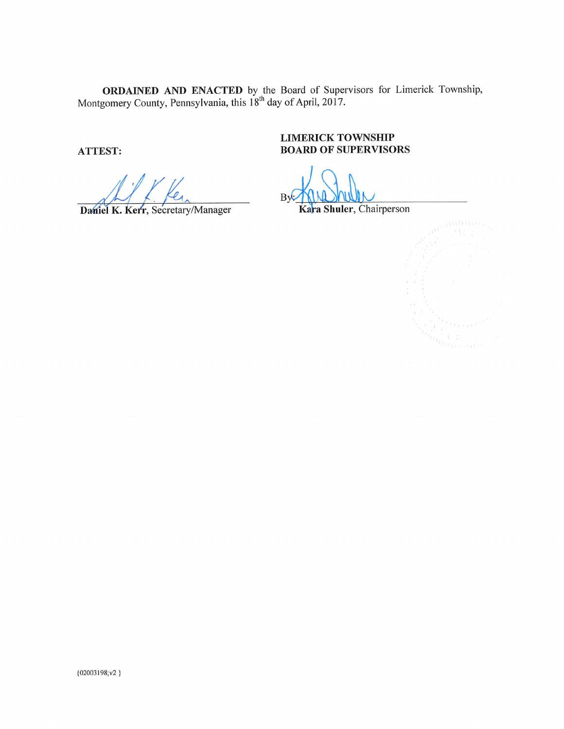**ORDAINED AND ENACTED** by the Board of Supervisors for Limerick Township, Montgomery County, Pennsylvania, this 18th day of April, 2017.

**ATTEST:**

**Daniel K. Kerr**, Secretary/Manager

**LIMERICK TOWNSHIP BOARD OF SUPERVISORS**

By: ______________________

**Kara Shuler**, Chairperson

{02003198;v2 }